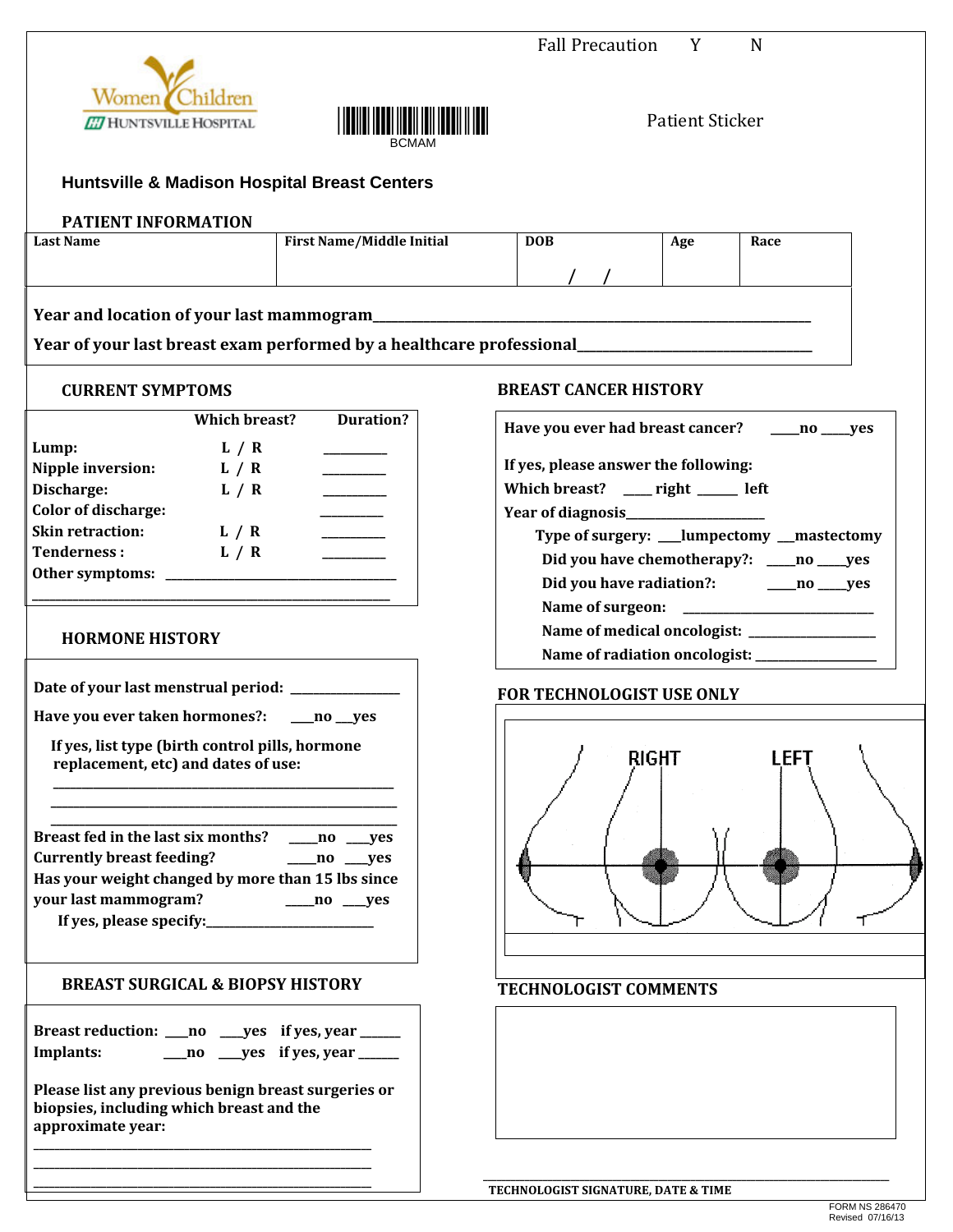Fall Precaution Y N

Women Children
HUNTSVILLE HOSPITAL

BCMAM

Patient Sticker

## Huntsville & Madison Hospital Breast Centers

### PATIENT INFORMATION

| Last Name | First Name/Middle Initial | DOB | Age | Race |
|---|---|---|---|---|
| | | / / | | |

**Year and location of your last mammogram**______________________________________________

**Year of your last breast exam performed by a healthcare professional**_______________________

### CURRENT SYMPTOMS

| | Which breast? | Duration? |
|---|---|---|
| **Lump:** | L / R | ________ |
| **Nipple inversion:** | L / R | ________ |
| **Discharge:** | L / R | ________ |
| **Color of discharge:** | | ________ |
| **Skin retraction:** | L / R | ________ |
| **Tenderness :** | L / R | ________ |

**Other symptoms:** ______________________________

______________________________________________

### HORMONE HISTORY

**Date of your last menstrual period:** ______________

**Have you ever taken hormones?:** ___no ___yes

**If yes, list type (birth control pills, hormone replacement, etc) and dates of use:**

______________________________________________

______________________________________________

______________________________________________

**Breast fed in the last six months?** ____no ___yes

**Currently breast feeding?** ____no ___yes

**Has your weight changed by more than 15 lbs since your last mammogram?** ____no ___yes

**If yes, please specify:**______________________

### BREAST SURGICAL & BIOPSY HISTORY

**Breast reduction:** ___no ___yes if yes, year _____

**Implants:** ___no ___yes if yes, year _____

**Please list any previous benign breast surgeries or biopsies, including which breast and the approximate year:**

______________________________________________

______________________________________________

______________________________________________

### BREAST CANCER HISTORY

**Have you ever had breast cancer?** ____no ____yes

**If yes, please answer the following:**

**Which breast?** ____ right _____ left

**Year of diagnosis**__________________

**Type of surgery:** ___lumpectomy __mastectomy

**Did you have chemotherapy?:** ____no ____yes

**Did you have radiation?:** ____no ____yes

**Name of surgeon:** __________________________

**Name of medical oncologist:** ________________

**Name of radiation oncologist:** ______________

### FOR TECHNOLOGIST USE ONLY

RIGHT LEFT

### TECHNOLOGIST COMMENTS

______________________________________________

**TECHNOLOGIST SIGNATURE, DATE & TIME**

FORM NS 286470
Revised 07/16/13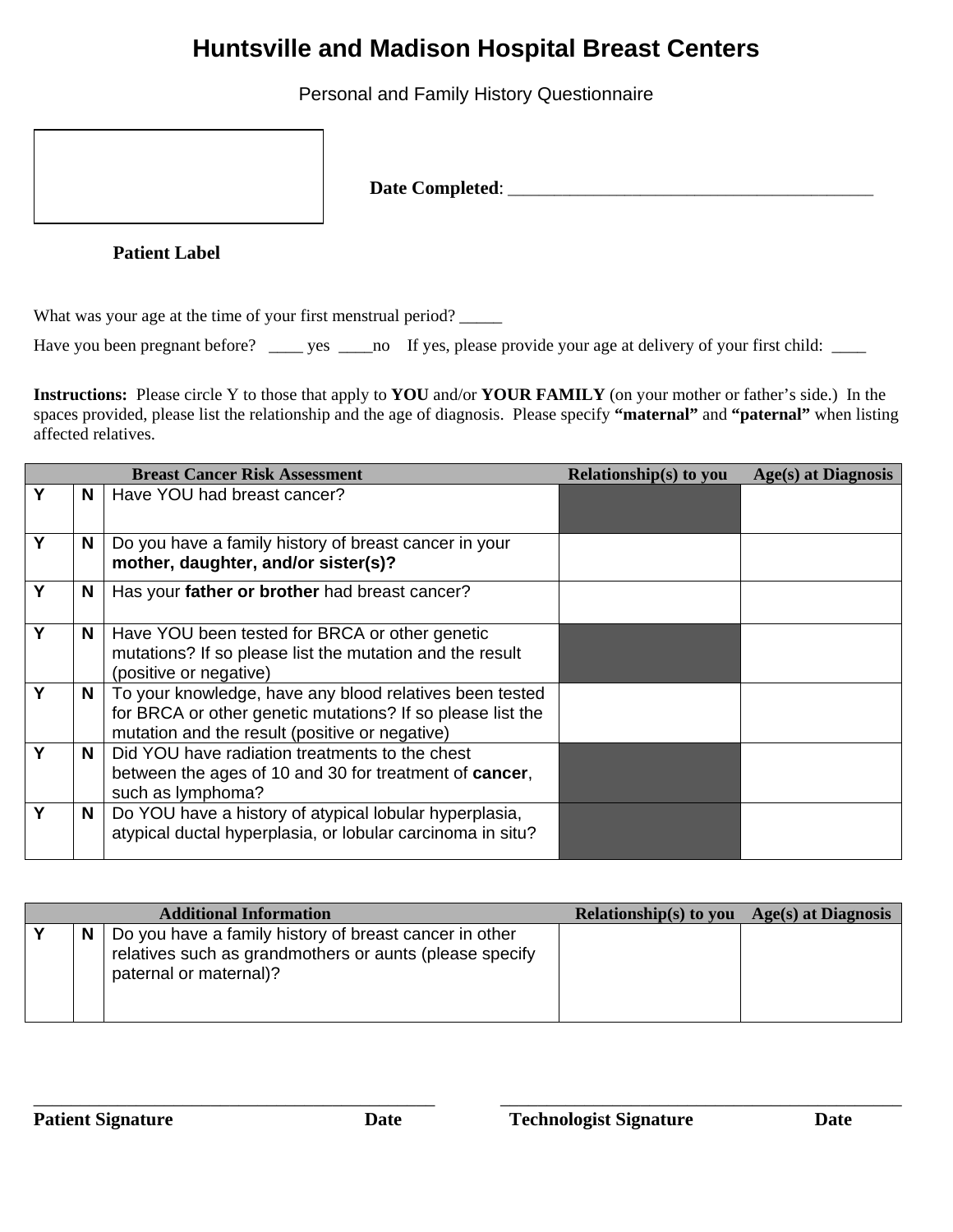# Huntsville and Madison Hospital Breast Centers

Personal and Family History Questionnaire

**Patient Label**

**Date Completed**: ________________________________________

What was your age at the time of your first menstrual period? _____

Have you been pregnant before? ____ yes ____no If yes, please provide your age at delivery of your first child: ____

**Instructions:** Please circle Y to those that apply to **YOU** and/or **YOUR FAMILY** (on your mother or father's side.) In the spaces provided, please list the relationship and the age of diagnosis. Please specify **"maternal"** and **"paternal"** when listing affected relatives.

| | | Breast Cancer Risk Assessment | Relationship(s) to you | Age(s) at Diagnosis |
|---|---|---|---|---|
| Y | N | Have YOU had breast cancer? | | |
| Y | N | Do you have a family history of breast cancer in your **mother, daughter, and/or sister(s)?** | | |
| Y | N | Has your **father or brother** had breast cancer? | | |
| Y | N | Have YOU been tested for BRCA or other genetic mutations? If so please list the mutation and the result (positive or negative) | | |
| Y | N | To your knowledge, have any blood relatives been tested for BRCA or other genetic mutations? If so please list the mutation and the result (positive or negative) | | |
| Y | N | Did YOU have radiation treatments to the chest between the ages of 10 and 30 for treatment of **cancer**, such as lymphoma? | | |
| Y | N | Do YOU have a history of atypical lobular hyperplasia, atypical ductal hyperplasia, or lobular carcinoma in situ? | | |

| | | Additional Information | Relationship(s) to you | Age(s) at Diagnosis |
|---|---|---|---|---|
| Y | N | Do you have a family history of breast cancer in other relatives such as grandmothers or aunts (please specify paternal or maternal)? | | |

_______________________________________ _______________________________________

**Patient Signature** **Date** **Technologist Signature** **Date**